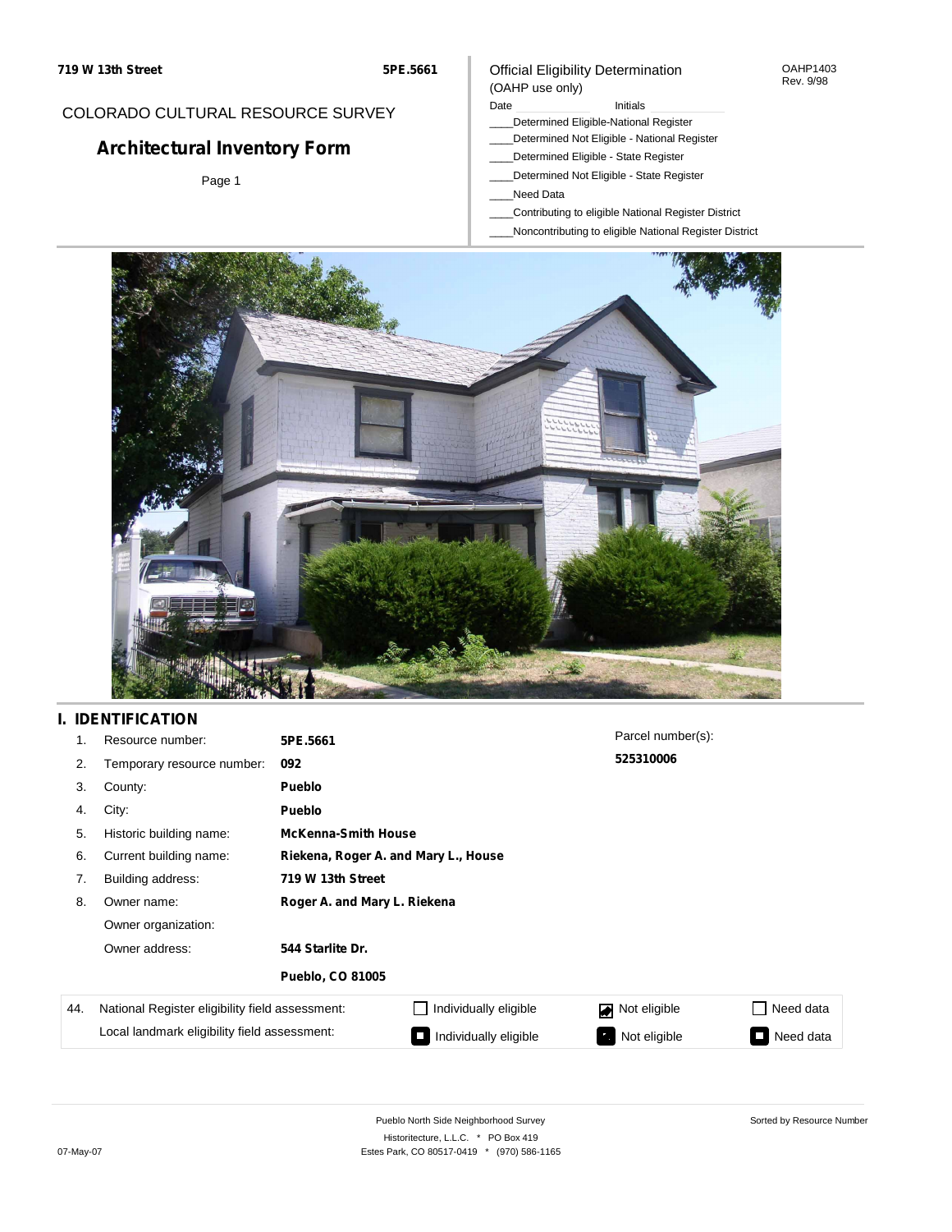719 W 13th Street　　5PE.5661

COLORADO CULTURAL RESOURCE SURVEY

# Architectural Inventory Form

Official Eligibility Determination
(OAHP use only)

OAHP1403
Rev. 9/98

Date ____________ Initials ____________

____Determined Eligible-National Register
____Determined Not Eligible - National Register
____Determined Eligible - State Register
____Determined Not Eligible - State Register
____Need Data
____Contributing to eligible National Register District
____Noncontributing to eligible National Register District

## I. IDENTIFICATION

1. Resource number: **5PE.5661**
2. Temporary resource number: **092**
3. County: **Pueblo**
4. City: **Pueblo**
5. Historic building name: **McKenna-Smith House**
6. Current building name: **Riekena, Roger A. and Mary L., House**
7. Building address: **719 W 13th Street**
8. Owner name: **Roger A. and Mary L. Riekena**

   Owner organization:

   Owner address: **544 Starlite Dr.**

   **Pueblo, CO 81005**

Parcel number(s): **525310006**

| 44. | National Register eligibility field assessment: | ☐ Individually eligible | ☑ Not eligible | ☐ Need data |
|---|---|---|---|---|
| | Local landmark eligibility field assessment: | ■ Individually eligible | ■ Not eligible | ■ Need data |

Pueblo North Side Neighborhood Survey
Historitecture, L.L.C. * PO Box 419
Estes Park, CO 80517-0419 * (970) 586-1165

Sorted by Resource Number

07-May-07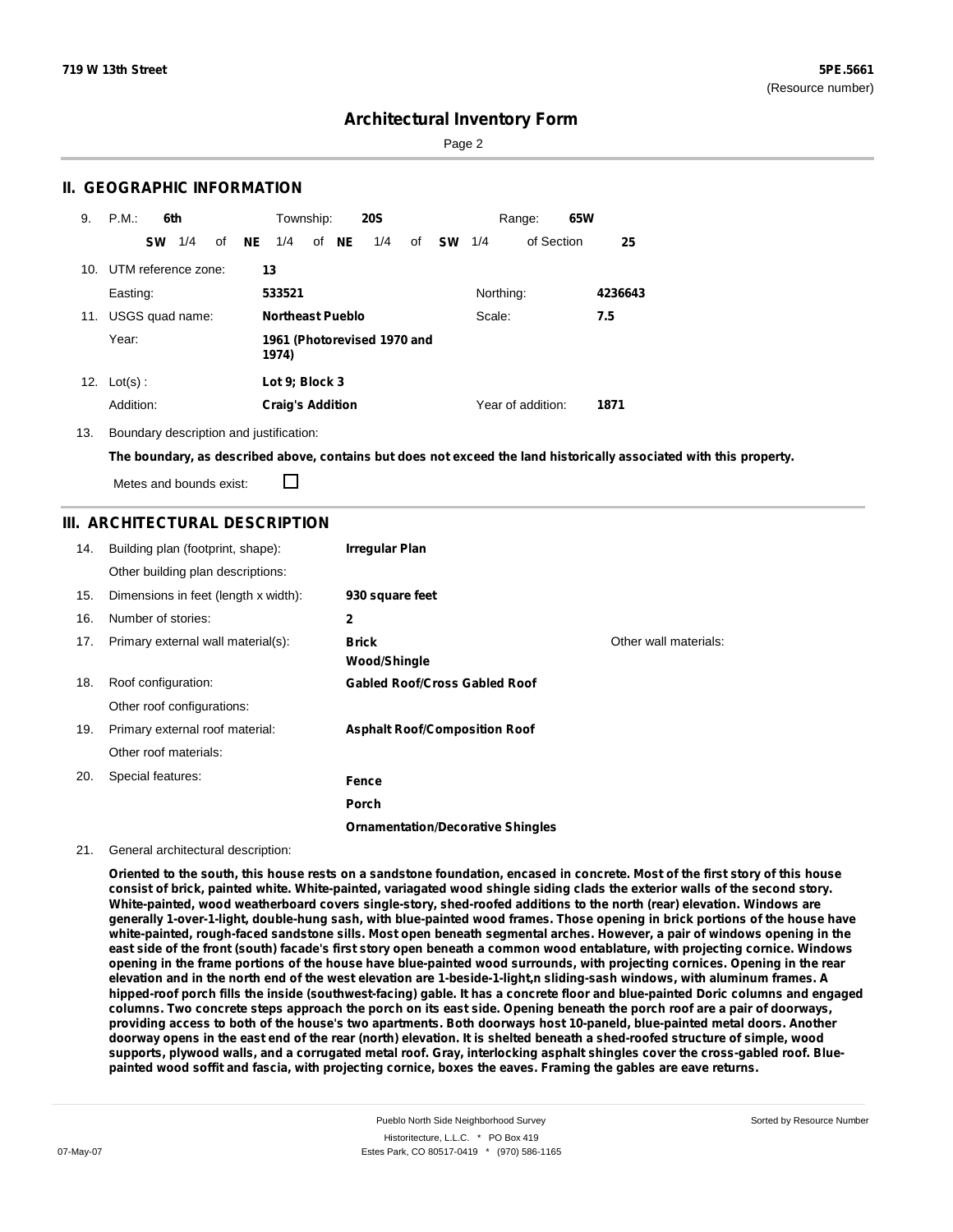**719 W 13th Street** | **5PE.5661** (Resource number)

# Architectural Inventory Form

## II. GEOGRAPHIC INFORMATION

9. P.M.: **6th** Township: **20S** Range: **65W**

   **SW** 1/4 of **NE** 1/4 of **NE** 1/4 of **SW** 1/4 of Section **25**

10. UTM reference zone: **13**

    Easting: **533521** Northing: **4236643**

11. USGS quad name: **Northeast Pueblo** Scale: **7.5**

    Year: **1961 (Photorevised 1970 and 1974)**

12. Lot(s): **Lot 9; Block 3**

    Addition: **Craig's Addition** Year of addition: **1871**

13. Boundary description and justification:

    **The boundary, as described above, contains but does not exceed the land historically associated with this property.**

    Metes and bounds exist: ☐

## III. ARCHITECTURAL DESCRIPTION

14. Building plan (footprint, shape): **Irregular Plan**

    Other building plan descriptions:

15. Dimensions in feet (length x width): **930 square feet**

16. Number of stories: **2**

17. Primary external wall material(s): **Brick**, **Wood/Shingle** Other wall materials:

18. Roof configuration: **Gabled Roof/Cross Gabled Roof**

    Other roof configurations:

19. Primary external roof material: **Asphalt Roof/Composition Roof**

    Other roof materials:

20. Special features: **Fence**, **Porch**, **Ornamentation/Decorative Shingles**

21. General architectural description:

    **Oriented to the south, this house rests on a sandstone foundation, encased in concrete. Most of the first story of this house consist of brick, painted white. White-painted, variagated wood shingle siding clads the exterior walls of the second story. White-painted, wood weatherboard covers single-story, shed-roofed additions to the north (rear) elevation. Windows are generally 1-over-1-light, double-hung sash, with blue-painted wood frames. Those opening in brick portions of the house have white-painted, rough-faced sandstone sills. Most open beneath segmental arches. However, a pair of windows opening in the east side of the front (south) facade's first story open beneath a common wood entablature, with projecting cornice. Windows opening in the frame portions of the house have blue-painted wood surrounds, with projecting cornices. Opening in the rear elevation and in the north end of the west elevation are 1-beside-1-light,n sliding-sash windows, with aluminum frames. A hipped-roof porch fills the inside (southwest-facing) gable. It has a concrete floor and blue-painted Doric columns and engaged columns. Two concrete steps approach the porch on its east side. Opening beneath the porch roof are a pair of doorways, providing access to both of the house's two apartments. Both doorways host 10-paneld, blue-painted metal doors. Another doorway opens in the east end of the rear (north) elevation. It is shelted beneath a shed-roofed structure of simple, wood supports, plywood walls, and a corrugated metal roof. Gray, interlocking asphalt shingles cover the cross-gabled roof. Blue-painted wood soffit and fascia, with projecting cornice, boxes the eaves. Framing the gables are eave returns.**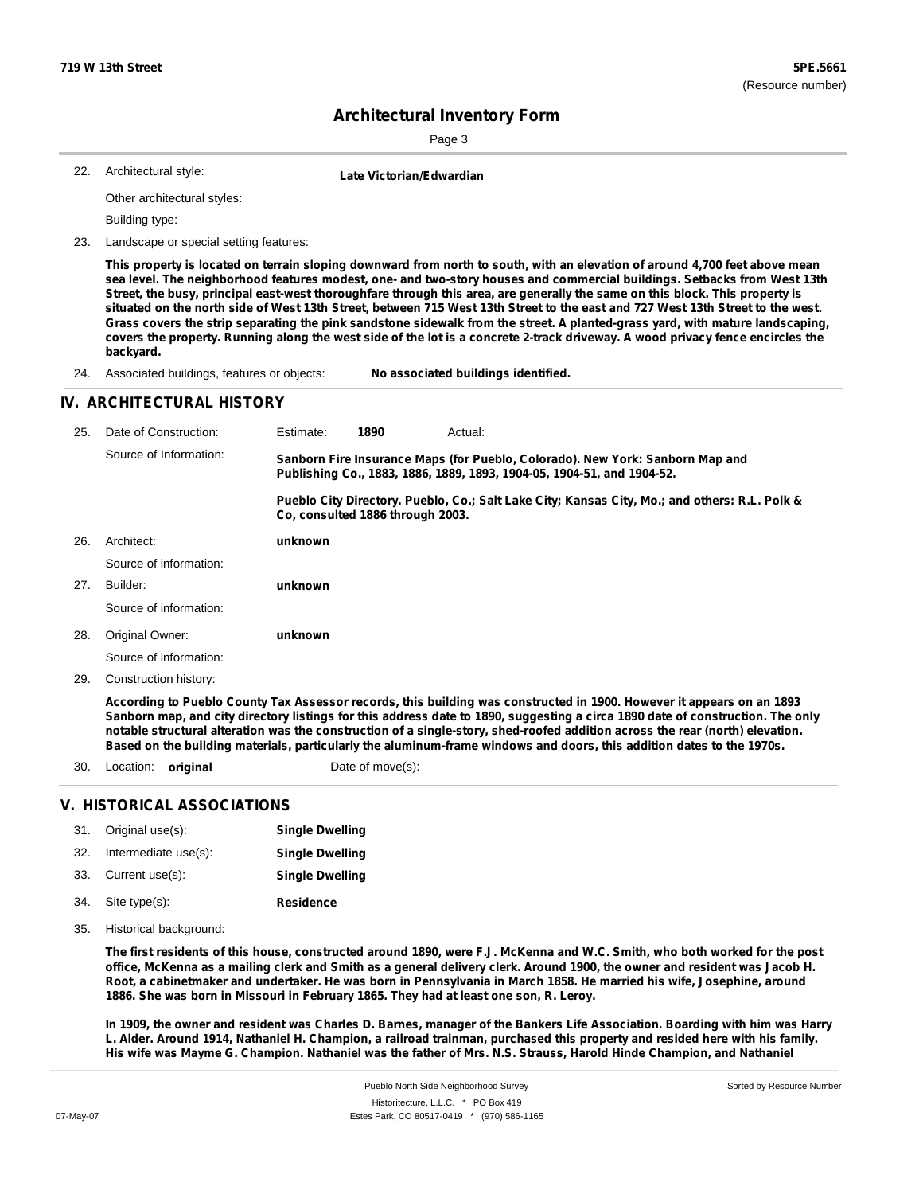## Architectural Inventory Form

22. Architectural style: **Late Victorian/Edwardian**

Other architectural styles:

Building type:

23. Landscape or special setting features:

**This property is located on terrain sloping downward from north to south, with an elevation of around 4,700 feet above mean sea level. The neighborhood features modest, one- and two-story houses and commercial buildings. Setbacks from West 13th Street, the busy, principal east-west thoroughfare through this area, are generally the same on this block. This property is situated on the north side of West 13th Street, between 715 West 13th Street to the east and 727 West 13th Street to the west. Grass covers the strip separating the pink sandstone sidewalk from the street. A planted-grass yard, with mature landscaping, covers the property. Running along the west side of the lot is a concrete 2-track driveway. A wood privacy fence encircles the backyard.**

24. Associated buildings, features or objects: **No associated buildings identified.**

## IV. ARCHITECTURAL HISTORY

25. Date of Construction: Estimate: **1890** Actual:

Source of Information: **Sanborn Fire Insurance Maps (for Pueblo, Colorado). New York: Sanborn Map and Publishing Co., 1883, 1886, 1889, 1893, 1904-05, 1904-51, and 1904-52.**

**Pueblo City Directory. Pueblo, Co.; Salt Lake City; Kansas City, Mo.; and others: R.L. Polk & Co, consulted 1886 through 2003.**

26. Architect: **unknown**

Source of information:

27. Builder: **unknown**

Source of information:

28. Original Owner: **unknown**

Source of information:

29. Construction history:

**According to Pueblo County Tax Assessor records, this building was constructed in 1900. However it appears on an 1893 Sanborn map, and city directory listings for this address date to 1890, suggesting a circa 1890 date of construction. The only notable structural alteration was the construction of a single-story, shed-roofed addition across the rear (north) elevation. Based on the building materials, particularly the aluminum-frame windows and doors, this addition dates to the 1970s.**

30. Location: **original** Date of move(s):

## V. HISTORICAL ASSOCIATIONS

31. Original use(s): **Single Dwelling**
32. Intermediate use(s): **Single Dwelling**
33. Current use(s): **Single Dwelling**
34. Site type(s): **Residence**
35. Historical background:

**The first residents of this house, constructed around 1890, were F.J. McKenna and W.C. Smith, who both worked for the post office, McKenna as a mailing clerk and Smith as a general delivery clerk. Around 1900, the owner and resident was Jacob H. Root, a cabinetmaker and undertaker. He was born in Pennsylvania in March 1858. He married his wife, Josephine, around 1886. She was born in Missouri in February 1865. They had at least one son, R. Leroy.**

**In 1909, the owner and resident was Charles D. Barnes, manager of the Bankers Life Association. Boarding with him was Harry L. Alder. Around 1914, Nathaniel H. Champion, a railroad trainman, purchased this property and resided here with his family. His wife was Mayme G. Champion. Nathaniel was the father of Mrs. N.S. Strauss, Harold Hinde Champion, and Nathaniel**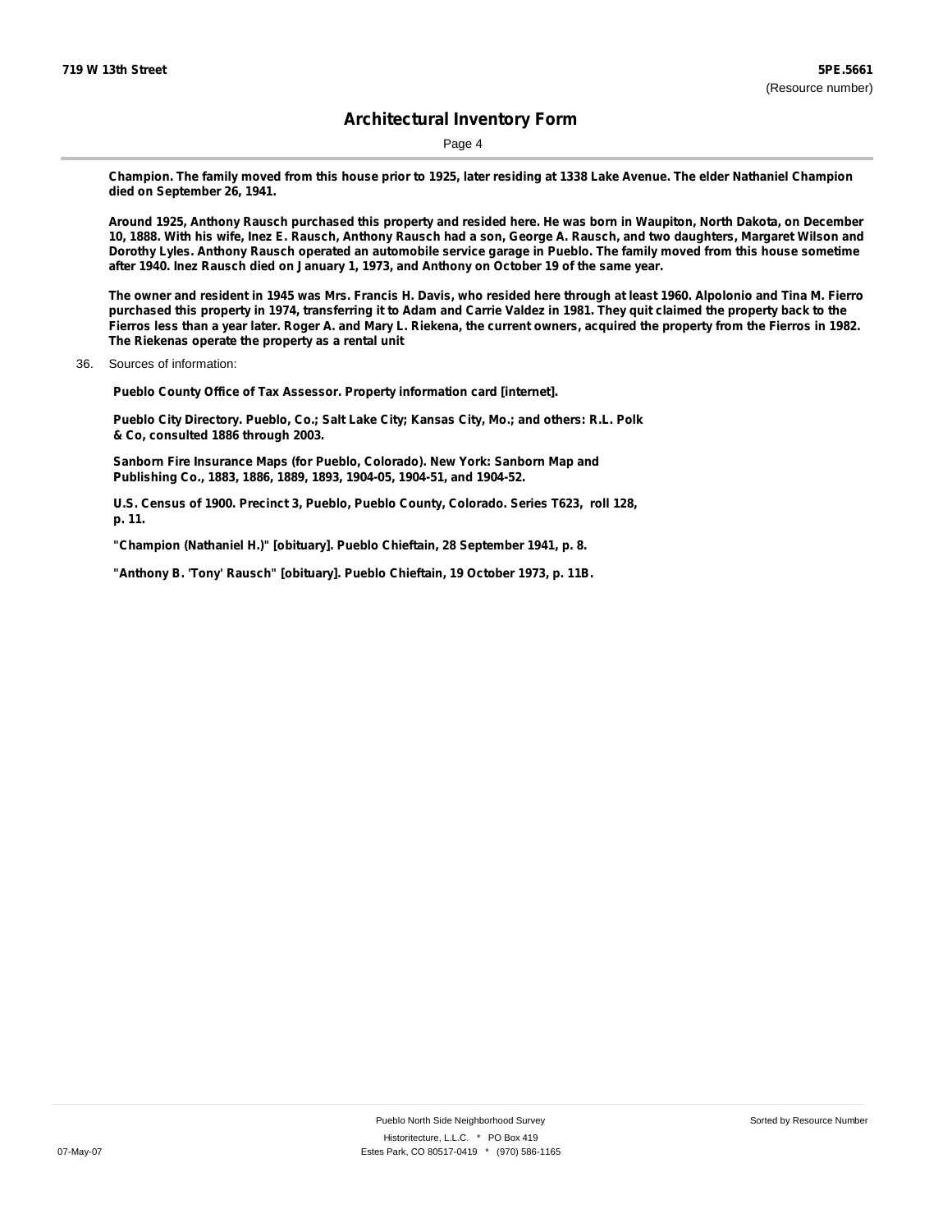**Champion. The family moved from this house prior to 1925, later residing at 1338 Lake Avenue. The elder Nathaniel Champion died on September 26, 1941.**

**Around 1925, Anthony Rausch purchased this property and resided here. He was born in Waupiton, North Dakota, on December 10, 1888. With his wife, Inez E. Rausch, Anthony Rausch had a son, George A. Rausch, and two daughters, Margaret Wilson and Dorothy Lyles. Anthony Rausch operated an automobile service garage in Pueblo. The family moved from this house sometime after 1940. Inez Rausch died on January 1, 1973, and Anthony on October 19 of the same year.**

**The owner and resident in 1945 was Mrs. Francis H. Davis, who resided here through at least 1960. Alpolonio and Tina M. Fierro purchased this property in 1974, transferring it to Adam and Carrie Valdez in 1981. They quit claimed the property back to the Fierros less than a year later. Roger A. and Mary L. Riekena, the current owners, acquired the property from the Fierros in 1982. The Riekenas operate the property as a rental unit**

36. Sources of information:

**Pueblo County Office of Tax Assessor. Property information card [internet].**

**Pueblo City Directory. Pueblo, Co.; Salt Lake City; Kansas City, Mo.; and others: R.L. Polk & Co, consulted 1886 through 2003.**

**Sanborn Fire Insurance Maps (for Pueblo, Colorado). New York: Sanborn Map and Publishing Co., 1883, 1886, 1889, 1893, 1904-05, 1904-51, and 1904-52.**

**U.S. Census of 1900. Precinct 3, Pueblo, Pueblo County, Colorado. Series T623, roll 128, p. 11.**

**"Champion (Nathaniel H.)" [obituary]. Pueblo Chieftain, 28 September 1941, p. 8.**

**"Anthony B. 'Tony' Rausch" [obituary]. Pueblo Chieftain, 19 October 1973, p. 11B.**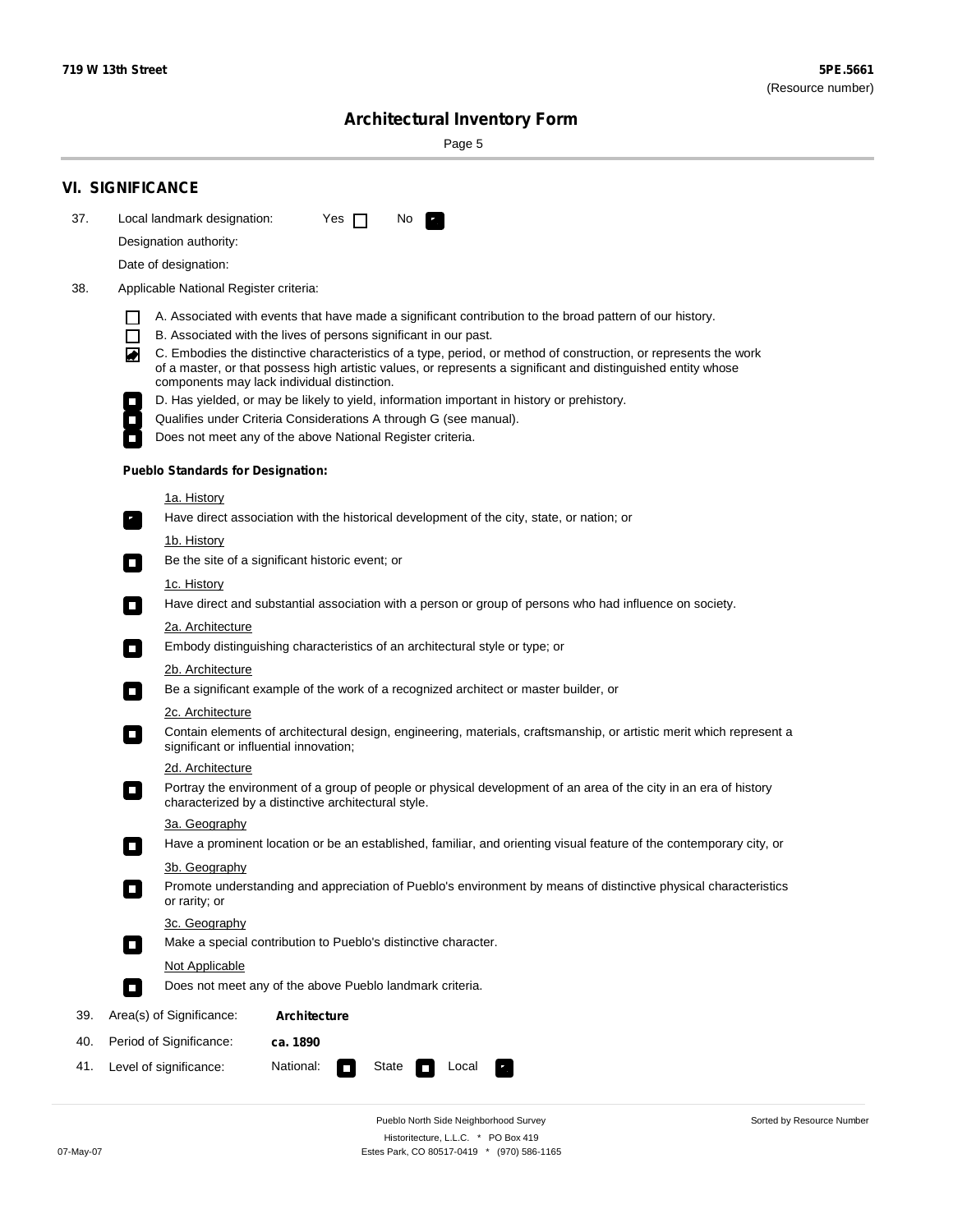## VI. SIGNIFICANCE

37. Local landmark designation: Yes ☐ No ☑

Designation authority:

Date of designation:

38. Applicable National Register criteria:

- ☐ A. Associated with events that have made a significant contribution to the broad pattern of our history.
- ☐ B. Associated with the lives of persons significant in our past.
- ☑ C. Embodies the distinctive characteristics of a type, period, or method of construction, or represents the work of a master, or that possess high artistic values, or represents a significant and distinguished entity whose components may lack individual distinction.
- ☐ D. Has yielded, or may be likely to yield, information important in history or prehistory.
- ☐ Qualifies under Criteria Considerations A through G (see manual).
- ☐ Does not meet any of the above National Register criteria.

**Pueblo Standards for Designation:**

1a. History
☑ Have direct association with the historical development of the city, state, or nation; or

1b. History
☐ Be the site of a significant historic event; or

1c. History
☐ Have direct and substantial association with a person or group of persons who had influence on society.

2a. Architecture
☐ Embody distinguishing characteristics of an architectural style or type; or

2b. Architecture
☐ Be a significant example of the work of a recognized architect or master builder, or

2c. Architecture
☐ Contain elements of architectural design, engineering, materials, craftsmanship, or artistic merit which represent a significant or influential innovation;

2d. Architecture
☐ Portray the environment of a group of people or physical development of an area of the city in an era of history characterized by a distinctive architectural style.

3a. Geography
☐ Have a prominent location or be an established, familiar, and orienting visual feature of the contemporary city, or

3b. Geography
☐ Promote understanding and appreciation of Pueblo's environment by means of distinctive physical characteristics or rarity; or

3c. Geography
☐ Make a special contribution to Pueblo's distinctive character.

Not Applicable
☐ Does not meet any of the above Pueblo landmark criteria.

39. Area(s) of Significance: **Architecture**

40. Period of Significance: **ca. 1890**

41. Level of significance: National: ☐ State ☐ Local ☑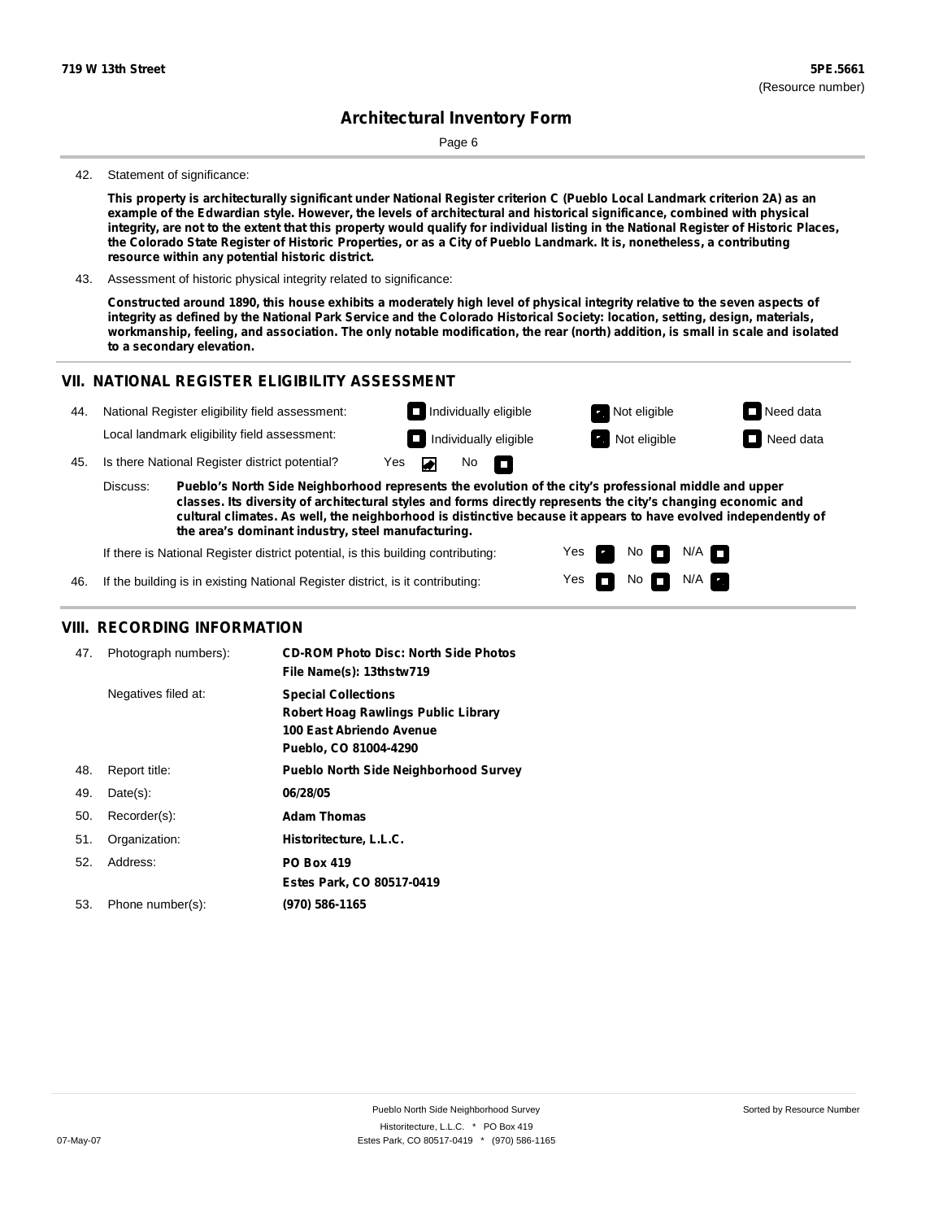**719 W 13th Street** **5PE.5661**
(Resource number)

## Architectural Inventory Form

42. Statement of significance:

**This property is architecturally significant under National Register criterion C (Pueblo Local Landmark criterion 2A) as an example of the Edwardian style. However, the levels of architectural and historical significance, combined with physical integrity, are not to the extent that this property would qualify for individual listing in the National Register of Historic Places, the Colorado State Register of Historic Properties, or as a City of Pueblo Landmark. It is, nonetheless, a contributing resource within any potential historic district.**

43. Assessment of historic physical integrity related to significance:

**Constructed around 1890, this house exhibits a moderately high level of physical integrity relative to the seven aspects of integrity as defined by the National Park Service and the Colorado Historical Society: location, setting, design, materials, workmanship, feeling, and association. The only notable modification, the rear (north) addition, is small in scale and isolated to a secondary elevation.**

### VII. NATIONAL REGISTER ELIGIBILITY ASSESSMENT

44. National Register eligibility field assessment: ☐ Individually eligible ☒ Not eligible ☐ Need data
Local landmark eligibility field assessment: ☐ Individually eligible ☒ Not eligible ☐ Need data

45. Is there National Register district potential? Yes ☒ No ☐

Discuss: **Pueblo's North Side Neighborhood represents the evolution of the city's professional middle and upper classes. Its diversity of architectural styles and forms directly represents the city's changing economic and cultural climates. As well, the neighborhood is distinctive because it appears to have evolved independently of the area's dominant industry, steel manufacturing.**

If there is National Register district potential, is this building contributing: Yes ☒ No ☐ N/A ☐

46. If the building is in existing National Register district, is it contributing: Yes ☐ No ☐ N/A ☒

### VIII. RECORDING INFORMATION

47. Photograph numbers): **CD-ROM Photo Disc: North Side Photos**
**File Name(s): 13thstw719**

Negatives filed at: **Special Collections**
**Robert Hoag Rawlings Public Library**
**100 East Abriendo Avenue**
**Pueblo, CO 81004-4290**

48. Report title: **Pueblo North Side Neighborhood Survey**

49. Date(s): **06/28/05**

50. Recorder(s): **Adam Thomas**

51. Organization: **Historitecture, L.L.C.**

52. Address: **PO Box 419**
**Estes Park, CO 80517-0419**

53. Phone number(s): **(970) 586-1165**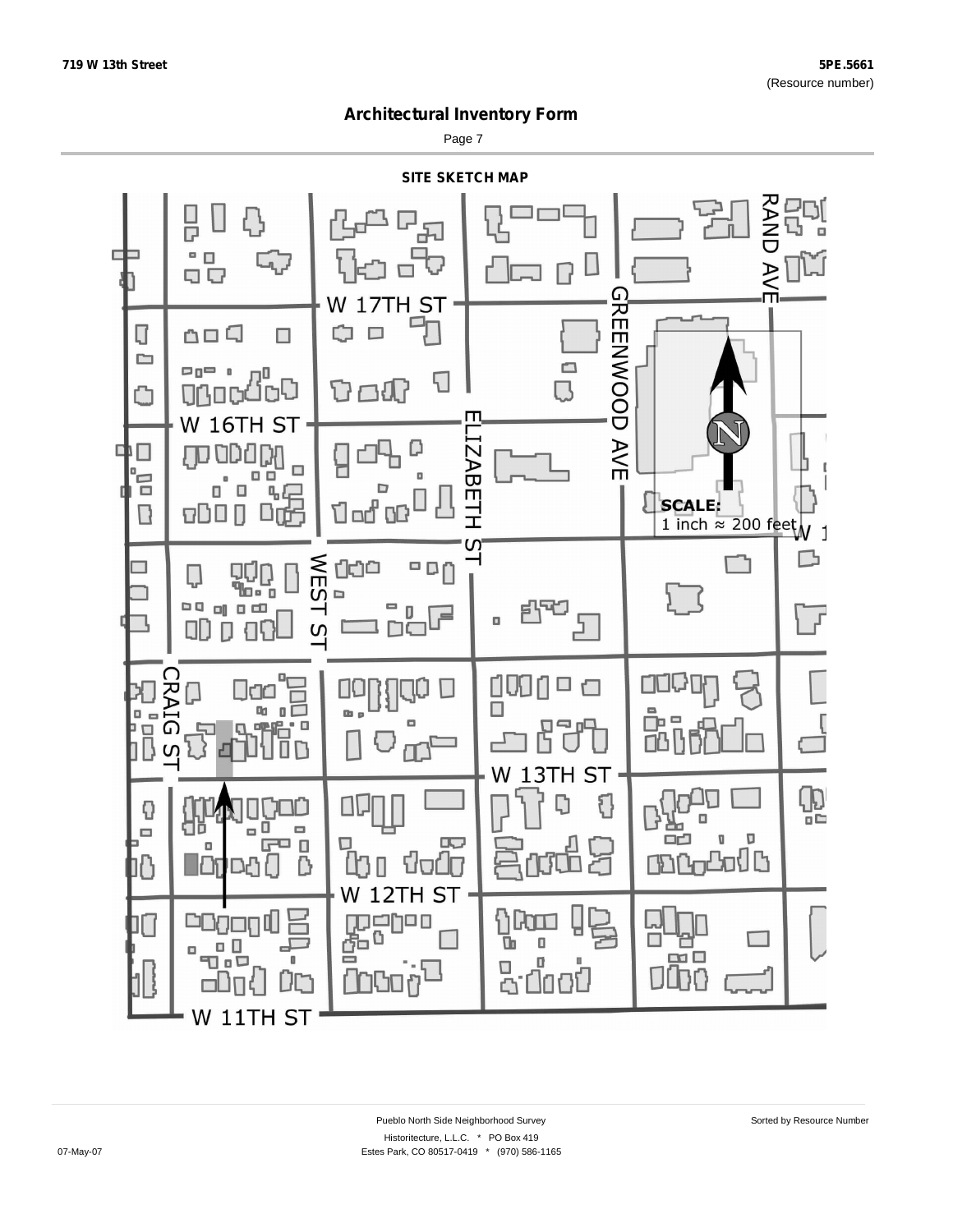## Architectural Inventory Form

### SITE SKETCH MAP

W 17TH ST

W 16TH ST

W 13TH ST

W 12TH ST

W 11TH ST

RAND AVE

GREENWOOD AVE

ELIZABETH ST

WEST ST

CRAIG ST

**SCALE:**
1 inch ≈ 200 feet

N

Pueblo North Side Neighborhood Survey

Historitecture, L.L.C. * PO Box 419
Estes Park, CO 80517-0419 * (970) 586-1165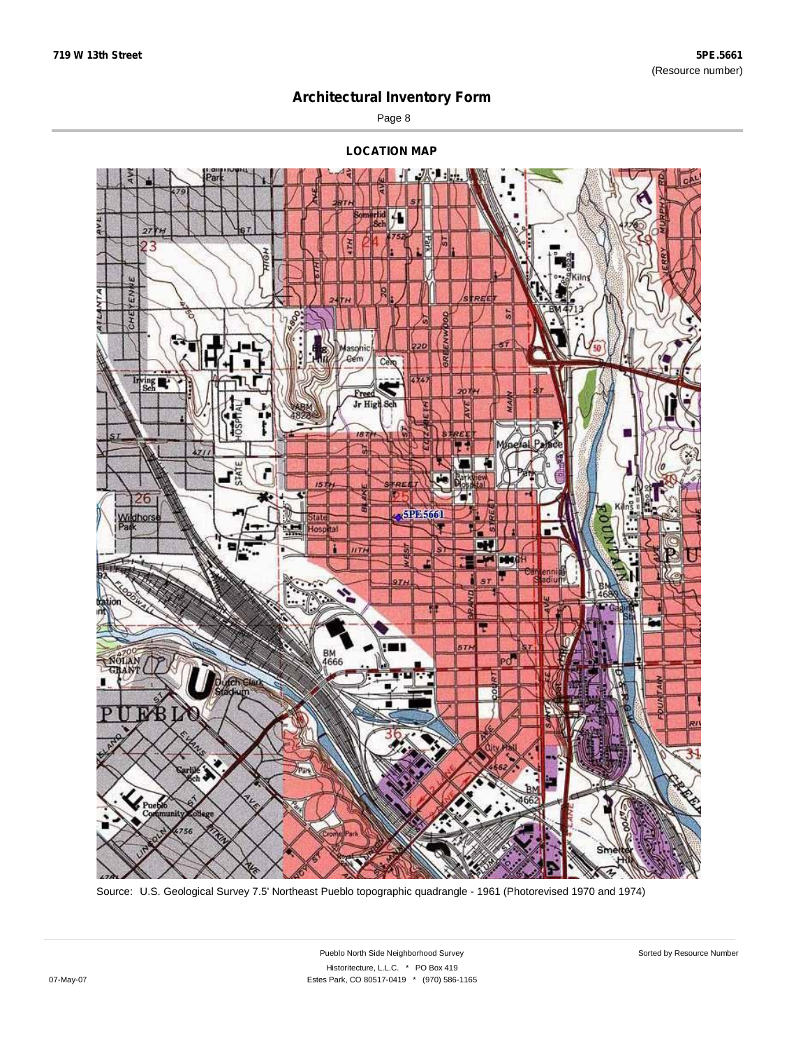# Architectural Inventory Form

## LOCATION MAP

Source: U.S. Geological Survey 7.5' Northeast Pueblo topographic quadrangle - 1961 (Photorevised 1970 and 1974)